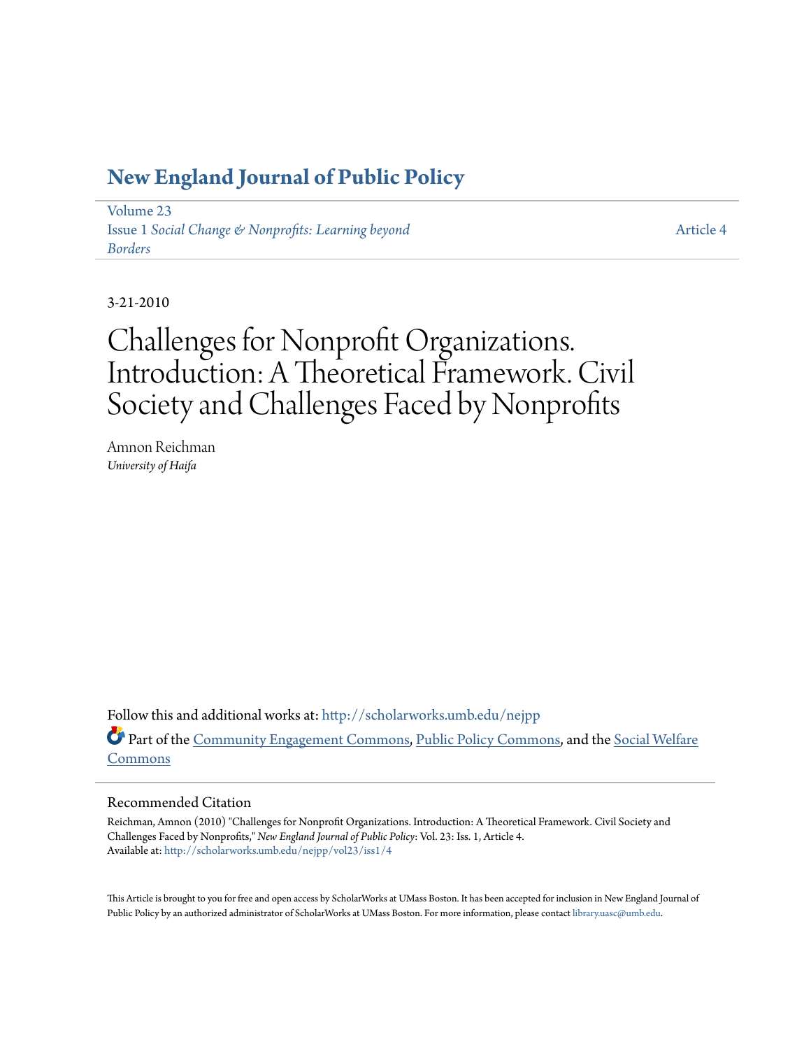# New England Journal of Public Policy

Volume 23
Issue 1 *Social Change & Nonprofits: Learning beyond Borders*

Article 4

3-21-2010

# Challenges for Nonprofit Organizations. Introduction: A Theoretical Framework. Civil Society and Challenges Faced by Nonprofits

Amnon Reichman
*University of Haifa*

Follow this and additional works at: http://scholarworks.umb.edu/nejpp

Part of the Community Engagement Commons, Public Policy Commons, and the Social Welfare Commons

## Recommended Citation

Reichman, Amnon (2010) "Challenges for Nonprofit Organizations. Introduction: A Theoretical Framework. Civil Society and Challenges Faced by Nonprofits," *New England Journal of Public Policy*: Vol. 23: Iss. 1, Article 4.
Available at: http://scholarworks.umb.edu/nejpp/vol23/iss1/4

This Article is brought to you for free and open access by ScholarWorks at UMass Boston. It has been accepted for inclusion in New England Journal of Public Policy by an authorized administrator of ScholarWorks at UMass Boston. For more information, please contact library.uasc@umb.edu.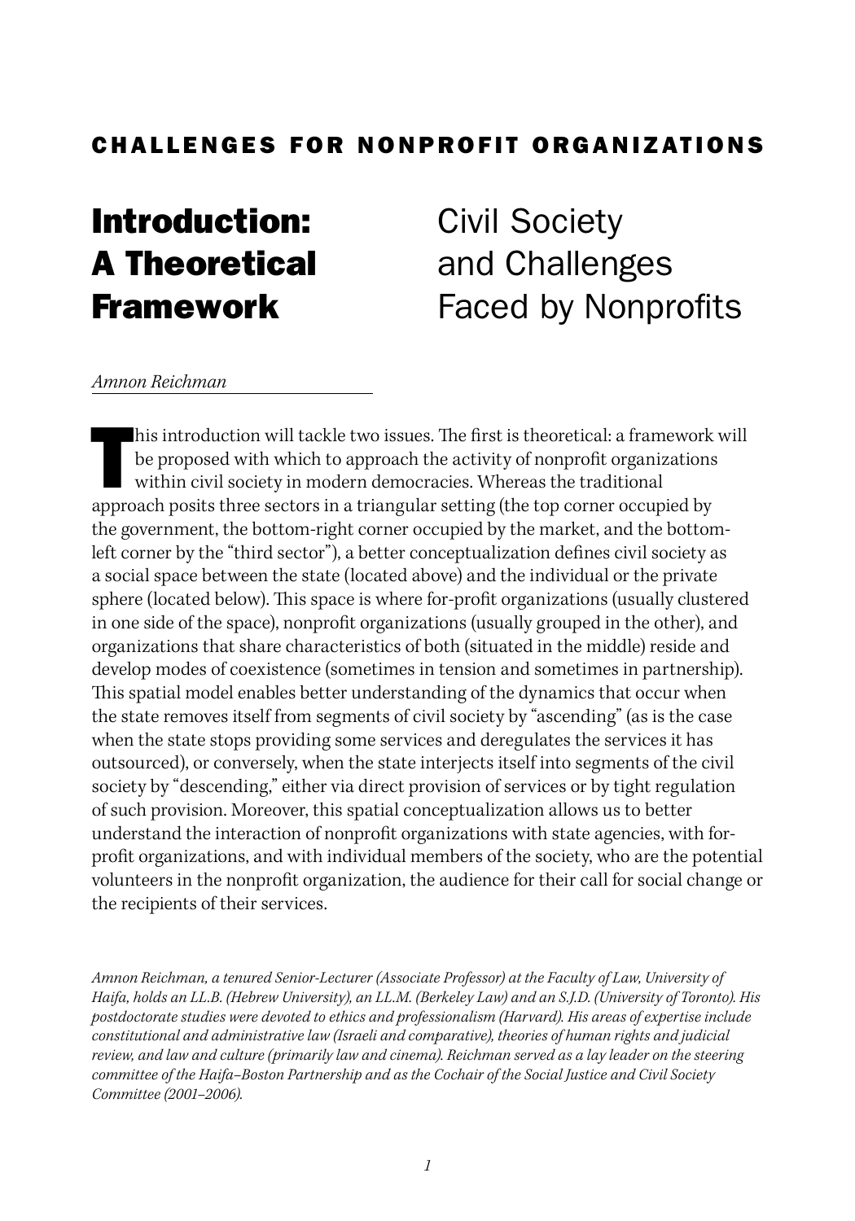## CHALLENGES FOR NONPROFIT ORGANIZATIONS

# Introduction: A Theoretical Framework

# Civil Society and Challenges Faced by Nonprofits

*Amnon Reichman*

This introduction will tackle two issues. The first is theoretical: a framework will be proposed with which to approach the activity of nonprofit organizations within civil society in modern democracies. Whereas the traditional approach posits three sectors in a triangular setting (the top corner occupied by the government, the bottom-right corner occupied by the market, and the bottom-left corner by the "third sector"), a better conceptualization defines civil society as a social space between the state (located above) and the individual or the private sphere (located below). This space is where for-profit organizations (usually clustered in one side of the space), nonprofit organizations (usually grouped in the other), and organizations that share characteristics of both (situated in the middle) reside and develop modes of coexistence (sometimes in tension and sometimes in partnership). This spatial model enables better understanding of the dynamics that occur when the state removes itself from segments of civil society by "ascending" (as is the case when the state stops providing some services and deregulates the services it has outsourced), or conversely, when the state interjects itself into segments of the civil society by "descending," either via direct provision of services or by tight regulation of such provision. Moreover, this spatial conceptualization allows us to better understand the interaction of nonprofit organizations with state agencies, with for-profit organizations, and with individual members of the society, who are the potential volunteers in the nonprofit organization, the audience for their call for social change or the recipients of their services.

*Amnon Reichman, a tenured Senior-Lecturer (Associate Professor) at the Faculty of Law, University of Haifa, holds an LL.B. (Hebrew University), an LL.M. (Berkeley Law) and an S.J.D. (University of Toronto). His postdoctorate studies were devoted to ethics and professionalism (Harvard). His areas of expertise include constitutional and administrative law (Israeli and comparative), theories of human rights and judicial review, and law and culture (primarily law and cinema). Reichman served as a lay leader on the steering committee of the Haifa–Boston Partnership and as the Cochair of the Social Justice and Civil Society Committee (2001–2006).*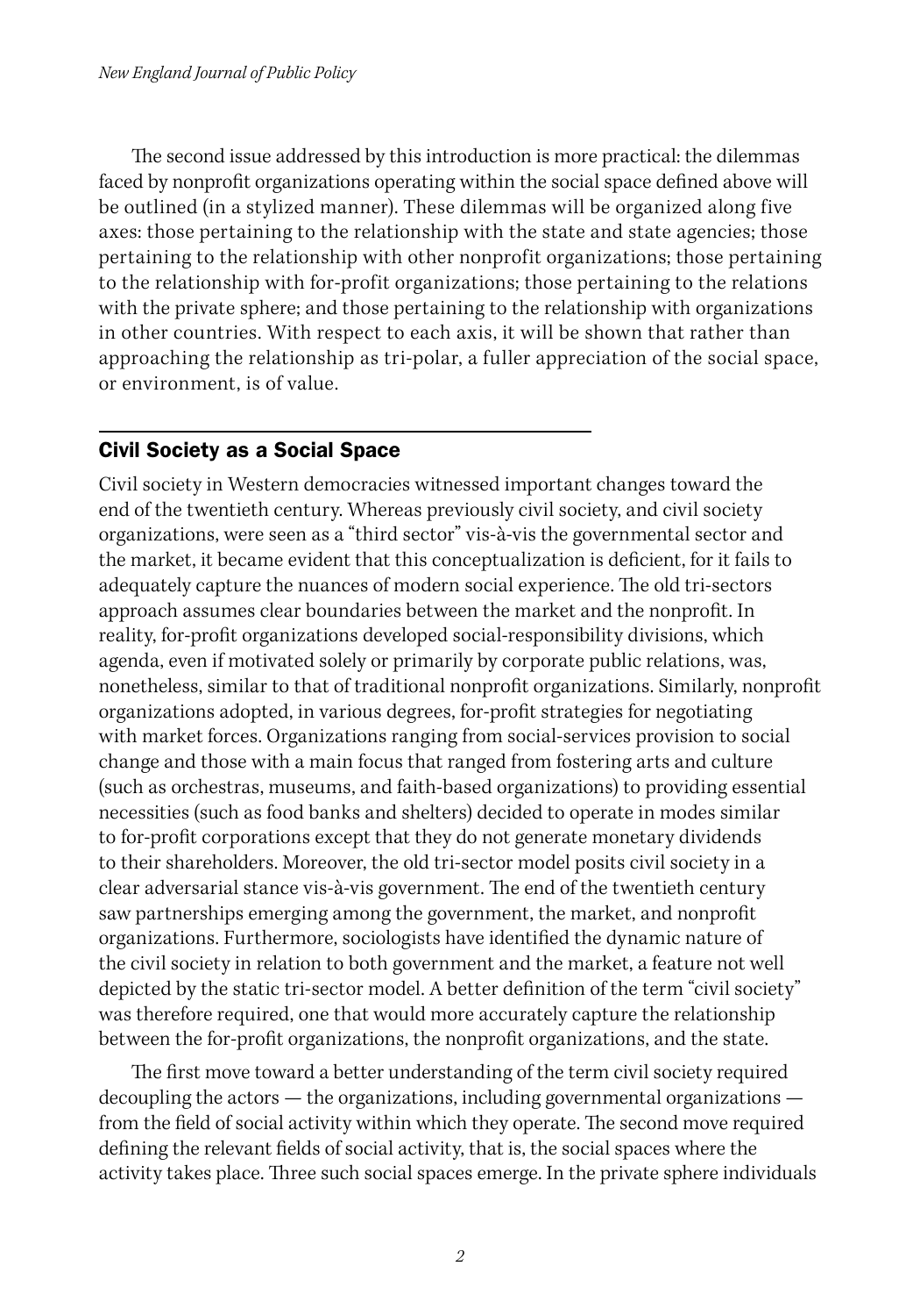The second issue addressed by this introduction is more practical: the dilemmas faced by nonprofit organizations operating within the social space defined above will be outlined (in a stylized manner). These dilemmas will be organized along five axes: those pertaining to the relationship with the state and state agencies; those pertaining to the relationship with other nonprofit organizations; those pertaining to the relationship with for-profit organizations; those pertaining to the relations with the private sphere; and those pertaining to the relationship with organizations in other countries. With respect to each axis, it will be shown that rather than approaching the relationship as tri-polar, a fuller appreciation of the social space, or environment, is of value.

## Civil Society as a Social Space

Civil society in Western democracies witnessed important changes toward the end of the twentieth century. Whereas previously civil society, and civil society organizations, were seen as a "third sector" vis-à-vis the governmental sector and the market, it became evident that this conceptualization is deficient, for it fails to adequately capture the nuances of modern social experience. The old tri-sectors approach assumes clear boundaries between the market and the nonprofit. In reality, for-profit organizations developed social-responsibility divisions, which agenda, even if motivated solely or primarily by corporate public relations, was, nonetheless, similar to that of traditional nonprofit organizations. Similarly, nonprofit organizations adopted, in various degrees, for-profit strategies for negotiating with market forces. Organizations ranging from social-services provision to social change and those with a main focus that ranged from fostering arts and culture (such as orchestras, museums, and faith-based organizations) to providing essential necessities (such as food banks and shelters) decided to operate in modes similar to for-profit corporations except that they do not generate monetary dividends to their shareholders. Moreover, the old tri-sector model posits civil society in a clear adversarial stance vis-à-vis government. The end of the twentieth century saw partnerships emerging among the government, the market, and nonprofit organizations. Furthermore, sociologists have identified the dynamic nature of the civil society in relation to both government and the market, a feature not well depicted by the static tri-sector model. A better definition of the term "civil society" was therefore required, one that would more accurately capture the relationship between the for-profit organizations, the nonprofit organizations, and the state.

The first move toward a better understanding of the term civil society required decoupling the actors — the organizations, including governmental organizations — from the field of social activity within which they operate. The second move required defining the relevant fields of social activity, that is, the social spaces where the activity takes place. Three such social spaces emerge. In the private sphere individuals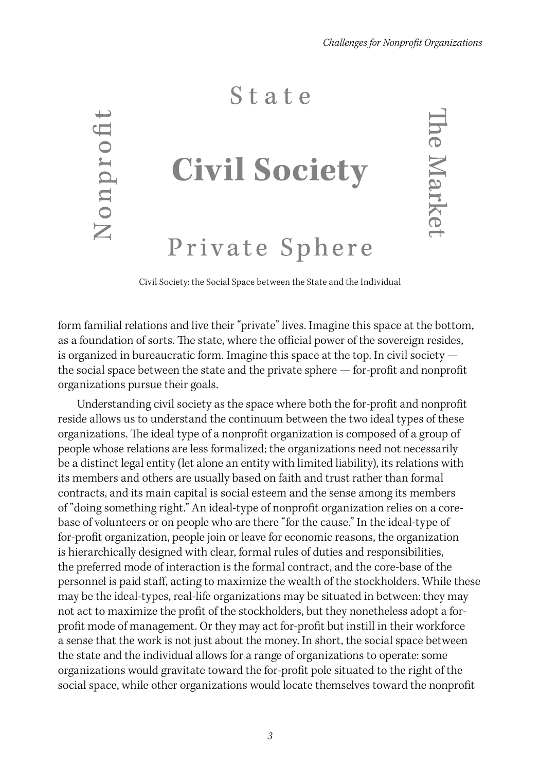State

Nonprofit

**Civil Society**

The Market

Private Sphere

Civil Society: the Social Space between the State and the Individual

form familial relations and live their "private" lives. Imagine this space at the bottom, as a foundation of sorts. The state, where the official power of the sovereign resides, is organized in bureaucratic form. Imagine this space at the top. In civil society — the social space between the state and the private sphere — for-profit and nonprofit organizations pursue their goals.

Understanding civil society as the space where both the for-profit and nonprofit reside allows us to understand the continuum between the two ideal types of these organizations. The ideal type of a nonprofit organization is composed of a group of people whose relations are less formalized; the organizations need not necessarily be a distinct legal entity (let alone an entity with limited liability), its relations with its members and others are usually based on faith and trust rather than formal contracts, and its main capital is social esteem and the sense among its members of "doing something right." An ideal-type of nonprofit organization relies on a core-base of volunteers or on people who are there "for the cause." In the ideal-type of for-profit organization, people join or leave for economic reasons, the organization is hierarchically designed with clear, formal rules of duties and responsibilities, the preferred mode of interaction is the formal contract, and the core-base of the personnel is paid staff, acting to maximize the wealth of the stockholders. While these may be the ideal-types, real-life organizations may be situated in between: they may not act to maximize the profit of the stockholders, but they nonetheless adopt a for-profit mode of management. Or they may act for-profit but instill in their workforce a sense that the work is not just about the money. In short, the social space between the state and the individual allows for a range of organizations to operate: some organizations would gravitate toward the for-profit pole situated to the right of the social space, while other organizations would locate themselves toward the nonprofit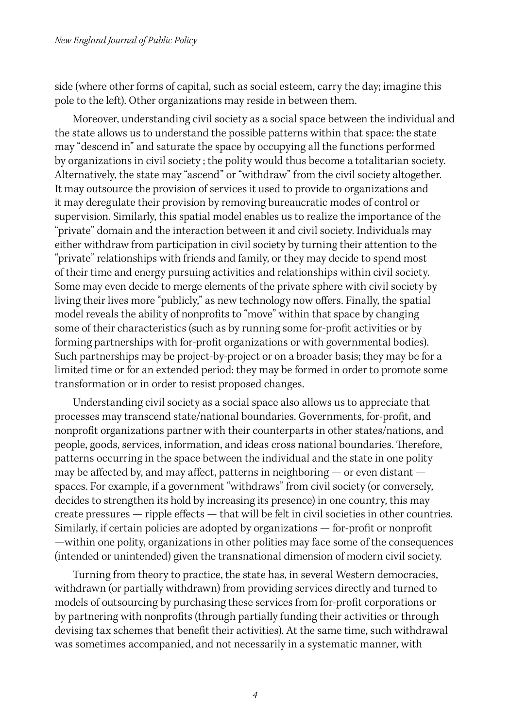side (where other forms of capital, such as social esteem, carry the day; imagine this pole to the left). Other organizations may reside in between them.

Moreover, understanding civil society as a social space between the individual and the state allows us to understand the possible patterns within that space: the state may "descend in" and saturate the space by occupying all the functions performed by organizations in civil society ; the polity would thus become a totalitarian society. Alternatively, the state may "ascend" or "withdraw" from the civil society altogether. It may outsource the provision of services it used to provide to organizations and it may deregulate their provision by removing bureaucratic modes of control or supervision. Similarly, this spatial model enables us to realize the importance of the "private" domain and the interaction between it and civil society. Individuals may either withdraw from participation in civil society by turning their attention to the "private" relationships with friends and family, or they may decide to spend most of their time and energy pursuing activities and relationships within civil society. Some may even decide to merge elements of the private sphere with civil society by living their lives more "publicly," as new technology now offers. Finally, the spatial model reveals the ability of nonprofits to "move" within that space by changing some of their characteristics (such as by running some for-profit activities or by forming partnerships with for-profit organizations or with governmental bodies). Such partnerships may be project-by-project or on a broader basis; they may be for a limited time or for an extended period; they may be formed in order to promote some transformation or in order to resist proposed changes.

Understanding civil society as a social space also allows us to appreciate that processes may transcend state/national boundaries. Governments, for-profit, and nonprofit organizations partner with their counterparts in other states/nations, and people, goods, services, information, and ideas cross national boundaries. Therefore, patterns occurring in the space between the individual and the state in one polity may be affected by, and may affect, patterns in neighboring — or even distant — spaces. For example, if a government "withdraws" from civil society (or conversely, decides to strengthen its hold by increasing its presence) in one country, this may create pressures — ripple effects — that will be felt in civil societies in other countries. Similarly, if certain policies are adopted by organizations — for-profit or nonprofit —within one polity, organizations in other polities may face some of the consequences (intended or unintended) given the transnational dimension of modern civil society.

Turning from theory to practice, the state has, in several Western democracies, withdrawn (or partially withdrawn) from providing services directly and turned to models of outsourcing by purchasing these services from for-profit corporations or by partnering with nonprofits (through partially funding their activities or through devising tax schemes that benefit their activities). At the same time, such withdrawal was sometimes accompanied, and not necessarily in a systematic manner, with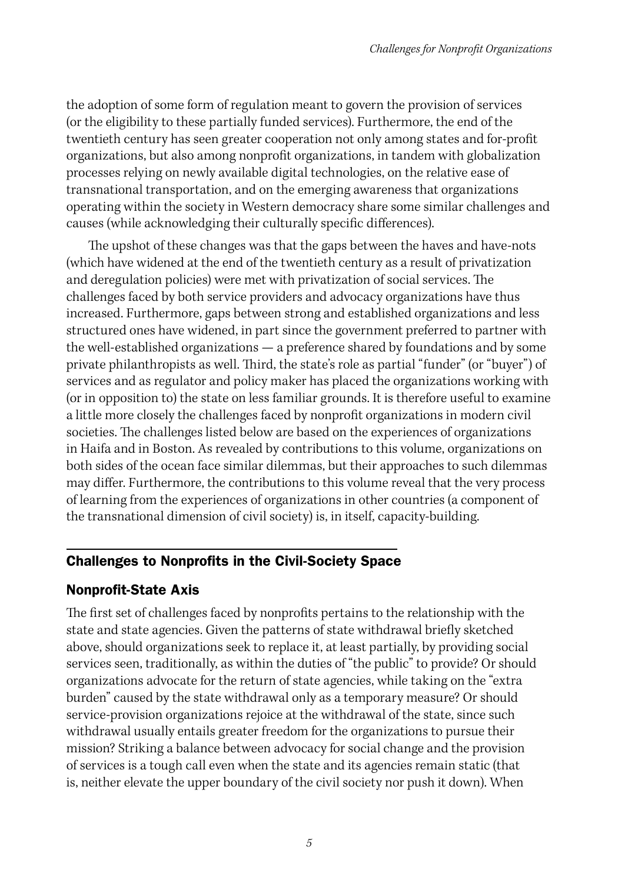the adoption of some form of regulation meant to govern the provision of services (or the eligibility to these partially funded services). Furthermore, the end of the twentieth century has seen greater cooperation not only among states and for-profit organizations, but also among nonprofit organizations, in tandem with globalization processes relying on newly available digital technologies, on the relative ease of transnational transportation, and on the emerging awareness that organizations operating within the society in Western democracy share some similar challenges and causes (while acknowledging their culturally specific differences).

The upshot of these changes was that the gaps between the haves and have-nots (which have widened at the end of the twentieth century as a result of privatization and deregulation policies) were met with privatization of social services. The challenges faced by both service providers and advocacy organizations have thus increased. Furthermore, gaps between strong and established organizations and less structured ones have widened, in part since the government preferred to partner with the well-established organizations — a preference shared by foundations and by some private philanthropists as well. Third, the state's role as partial "funder" (or "buyer") of services and as regulator and policy maker has placed the organizations working with (or in opposition to) the state on less familiar grounds. It is therefore useful to examine a little more closely the challenges faced by nonprofit organizations in modern civil societies. The challenges listed below are based on the experiences of organizations in Haifa and in Boston. As revealed by contributions to this volume, organizations on both sides of the ocean face similar dilemmas, but their approaches to such dilemmas may differ. Furthermore, the contributions to this volume reveal that the very process of learning from the experiences of organizations in other countries (a component of the transnational dimension of civil society) is, in itself, capacity-building.

## Challenges to Nonprofits in the Civil-Society Space

### Nonprofit-State Axis

The first set of challenges faced by nonprofits pertains to the relationship with the state and state agencies. Given the patterns of state withdrawal briefly sketched above, should organizations seek to replace it, at least partially, by providing social services seen, traditionally, as within the duties of "the public" to provide? Or should organizations advocate for the return of state agencies, while taking on the "extra burden" caused by the state withdrawal only as a temporary measure? Or should service-provision organizations rejoice at the withdrawal of the state, since such withdrawal usually entails greater freedom for the organizations to pursue their mission? Striking a balance between advocacy for social change and the provision of services is a tough call even when the state and its agencies remain static (that is, neither elevate the upper boundary of the civil society nor push it down). When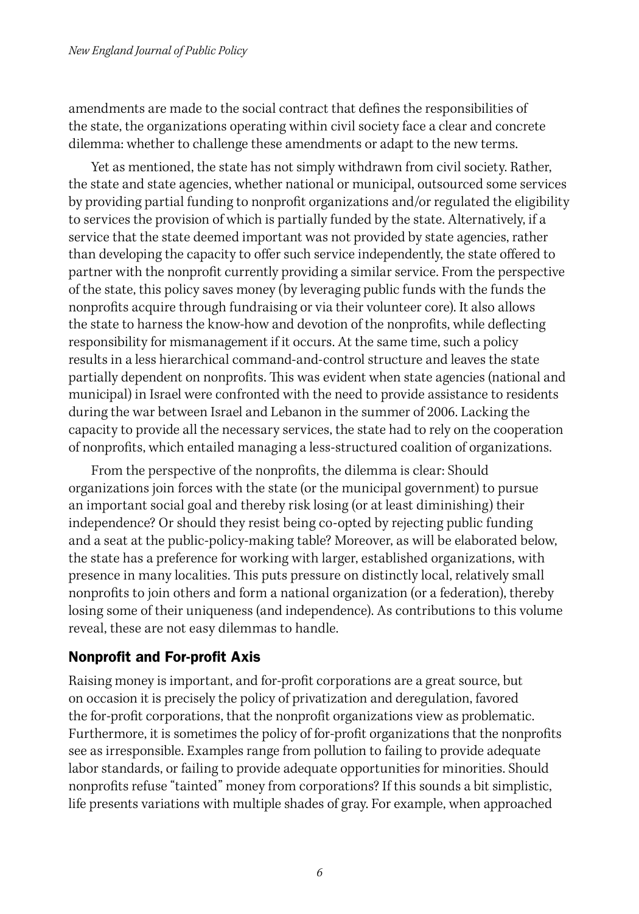amendments are made to the social contract that defines the responsibilities of the state, the organizations operating within civil society face a clear and concrete dilemma: whether to challenge these amendments or adapt to the new terms.

Yet as mentioned, the state has not simply withdrawn from civil society. Rather, the state and state agencies, whether national or municipal, outsourced some services by providing partial funding to nonprofit organizations and/or regulated the eligibility to services the provision of which is partially funded by the state. Alternatively, if a service that the state deemed important was not provided by state agencies, rather than developing the capacity to offer such service independently, the state offered to partner with the nonprofit currently providing a similar service. From the perspective of the state, this policy saves money (by leveraging public funds with the funds the nonprofits acquire through fundraising or via their volunteer core). It also allows the state to harness the know-how and devotion of the nonprofits, while deflecting responsibility for mismanagement if it occurs. At the same time, such a policy results in a less hierarchical command-and-control structure and leaves the state partially dependent on nonprofits. This was evident when state agencies (national and municipal) in Israel were confronted with the need to provide assistance to residents during the war between Israel and Lebanon in the summer of 2006. Lacking the capacity to provide all the necessary services, the state had to rely on the cooperation of nonprofits, which entailed managing a less-structured coalition of organizations.

From the perspective of the nonprofits, the dilemma is clear: Should organizations join forces with the state (or the municipal government) to pursue an important social goal and thereby risk losing (or at least diminishing) their independence? Or should they resist being co-opted by rejecting public funding and a seat at the public-policy-making table? Moreover, as will be elaborated below, the state has a preference for working with larger, established organizations, with presence in many localities. This puts pressure on distinctly local, relatively small nonprofits to join others and form a national organization (or a federation), thereby losing some of their uniqueness (and independence). As contributions to this volume reveal, these are not easy dilemmas to handle.

## Nonprofit and For-profit Axis

Raising money is important, and for-profit corporations are a great source, but on occasion it is precisely the policy of privatization and deregulation, favored the for-profit corporations, that the nonprofit organizations view as problematic. Furthermore, it is sometimes the policy of for-profit organizations that the nonprofits see as irresponsible. Examples range from pollution to failing to provide adequate labor standards, or failing to provide adequate opportunities for minorities. Should nonprofits refuse "tainted" money from corporations? If this sounds a bit simplistic, life presents variations with multiple shades of gray. For example, when approached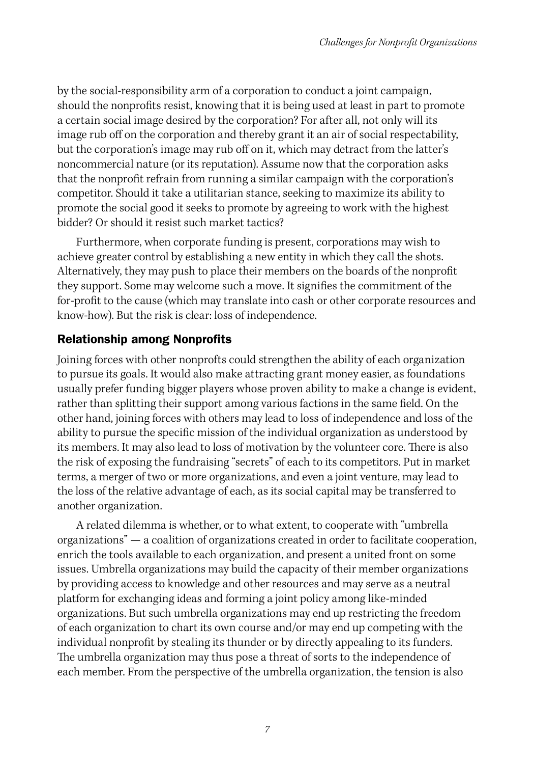by the social-responsibility arm of a corporation to conduct a joint campaign, should the nonprofits resist, knowing that it is being used at least in part to promote a certain social image desired by the corporation? For after all, not only will its image rub off on the corporation and thereby grant it an air of social respectability, but the corporation's image may rub off on it, which may detract from the latter's noncommercial nature (or its reputation). Assume now that the corporation asks that the nonprofit refrain from running a similar campaign with the corporation's competitor. Should it take a utilitarian stance, seeking to maximize its ability to promote the social good it seeks to promote by agreeing to work with the highest bidder? Or should it resist such market tactics?

Furthermore, when corporate funding is present, corporations may wish to achieve greater control by establishing a new entity in which they call the shots. Alternatively, they may push to place their members on the boards of the nonprofit they support. Some may welcome such a move. It signifies the commitment of the for-profit to the cause (which may translate into cash or other corporate resources and know-how). But the risk is clear: loss of independence.

## Relationship among Nonprofits

Joining forces with other nonprofts could strengthen the ability of each organization to pursue its goals. It would also make attracting grant money easier, as foundations usually prefer funding bigger players whose proven ability to make a change is evident, rather than splitting their support among various factions in the same field. On the other hand, joining forces with others may lead to loss of independence and loss of the ability to pursue the specific mission of the individual organization as understood by its members. It may also lead to loss of motivation by the volunteer core. There is also the risk of exposing the fundraising "secrets" of each to its competitors. Put in market terms, a merger of two or more organizations, and even a joint venture, may lead to the loss of the relative advantage of each, as its social capital may be transferred to another organization.

A related dilemma is whether, or to what extent, to cooperate with "umbrella organizations" — a coalition of organizations created in order to facilitate cooperation, enrich the tools available to each organization, and present a united front on some issues. Umbrella organizations may build the capacity of their member organizations by providing access to knowledge and other resources and may serve as a neutral platform for exchanging ideas and forming a joint policy among like-minded organizations. But such umbrella organizations may end up restricting the freedom of each organization to chart its own course and/or may end up competing with the individual nonprofit by stealing its thunder or by directly appealing to its funders. The umbrella organization may thus pose a threat of sorts to the independence of each member. From the perspective of the umbrella organization, the tension is also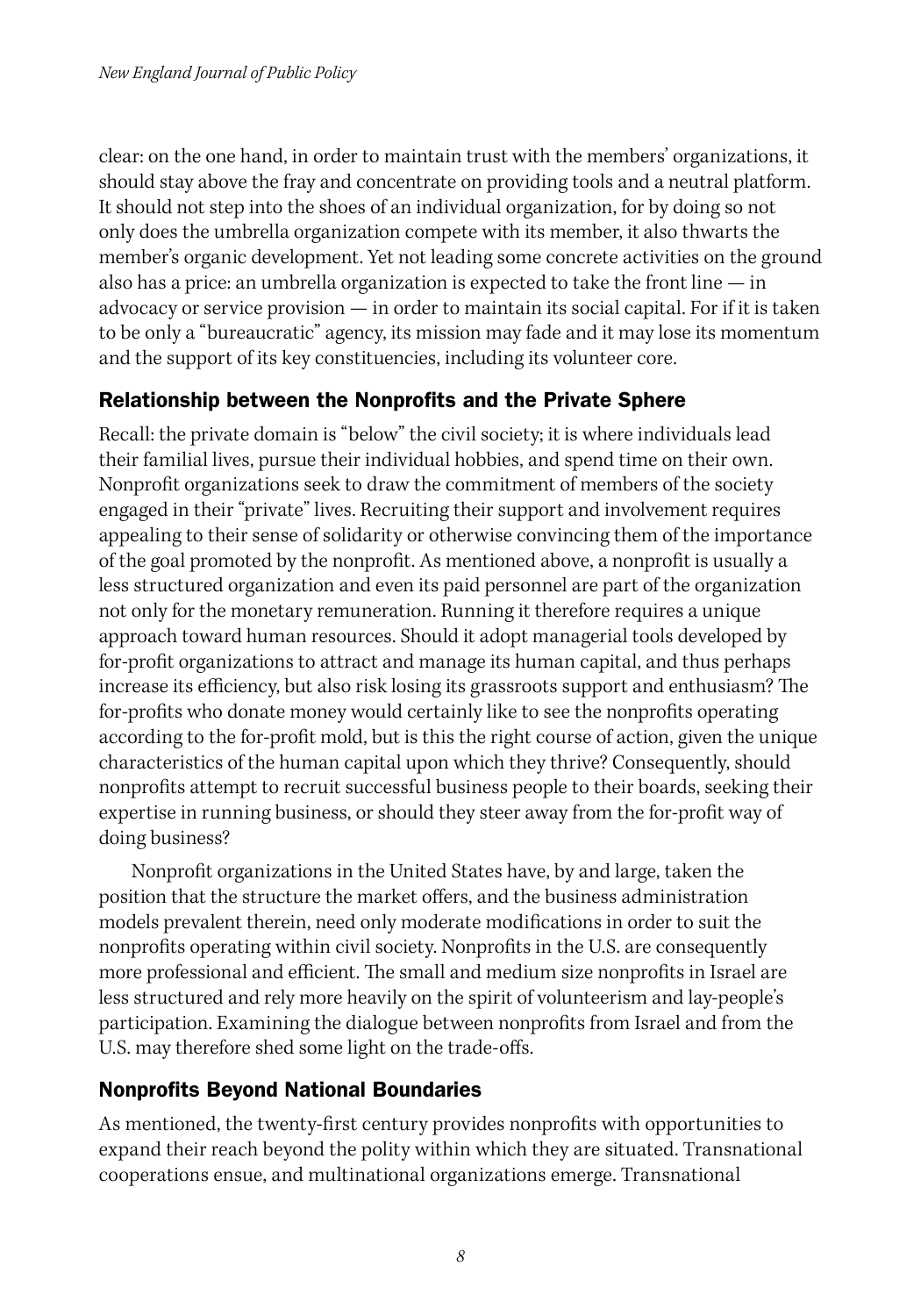clear: on the one hand, in order to maintain trust with the members' organizations, it should stay above the fray and concentrate on providing tools and a neutral platform. It should not step into the shoes of an individual organization, for by doing so not only does the umbrella organization compete with its member, it also thwarts the member's organic development. Yet not leading some concrete activities on the ground also has a price: an umbrella organization is expected to take the front line — in advocacy or service provision — in order to maintain its social capital. For if it is taken to be only a "bureaucratic" agency, its mission may fade and it may lose its momentum and the support of its key constituencies, including its volunteer core.

## Relationship between the Nonprofits and the Private Sphere

Recall: the private domain is "below" the civil society; it is where individuals lead their familial lives, pursue their individual hobbies, and spend time on their own. Nonprofit organizations seek to draw the commitment of members of the society engaged in their "private" lives. Recruiting their support and involvement requires appealing to their sense of solidarity or otherwise convincing them of the importance of the goal promoted by the nonprofit. As mentioned above, a nonprofit is usually a less structured organization and even its paid personnel are part of the organization not only for the monetary remuneration. Running it therefore requires a unique approach toward human resources. Should it adopt managerial tools developed by for-profit organizations to attract and manage its human capital, and thus perhaps increase its efficiency, but also risk losing its grassroots support and enthusiasm? The for-profits who donate money would certainly like to see the nonprofits operating according to the for-profit mold, but is this the right course of action, given the unique characteristics of the human capital upon which they thrive? Consequently, should nonprofits attempt to recruit successful business people to their boards, seeking their expertise in running business, or should they steer away from the for-profit way of doing business?

Nonprofit organizations in the United States have, by and large, taken the position that the structure the market offers, and the business administration models prevalent therein, need only moderate modifications in order to suit the nonprofits operating within civil society. Nonprofits in the U.S. are consequently more professional and efficient. The small and medium size nonprofits in Israel are less structured and rely more heavily on the spirit of volunteerism and lay-people's participation. Examining the dialogue between nonprofits from Israel and from the U.S. may therefore shed some light on the trade-offs.

## Nonprofits Beyond National Boundaries

As mentioned, the twenty-first century provides nonprofits with opportunities to expand their reach beyond the polity within which they are situated. Transnational cooperations ensue, and multinational organizations emerge. Transnational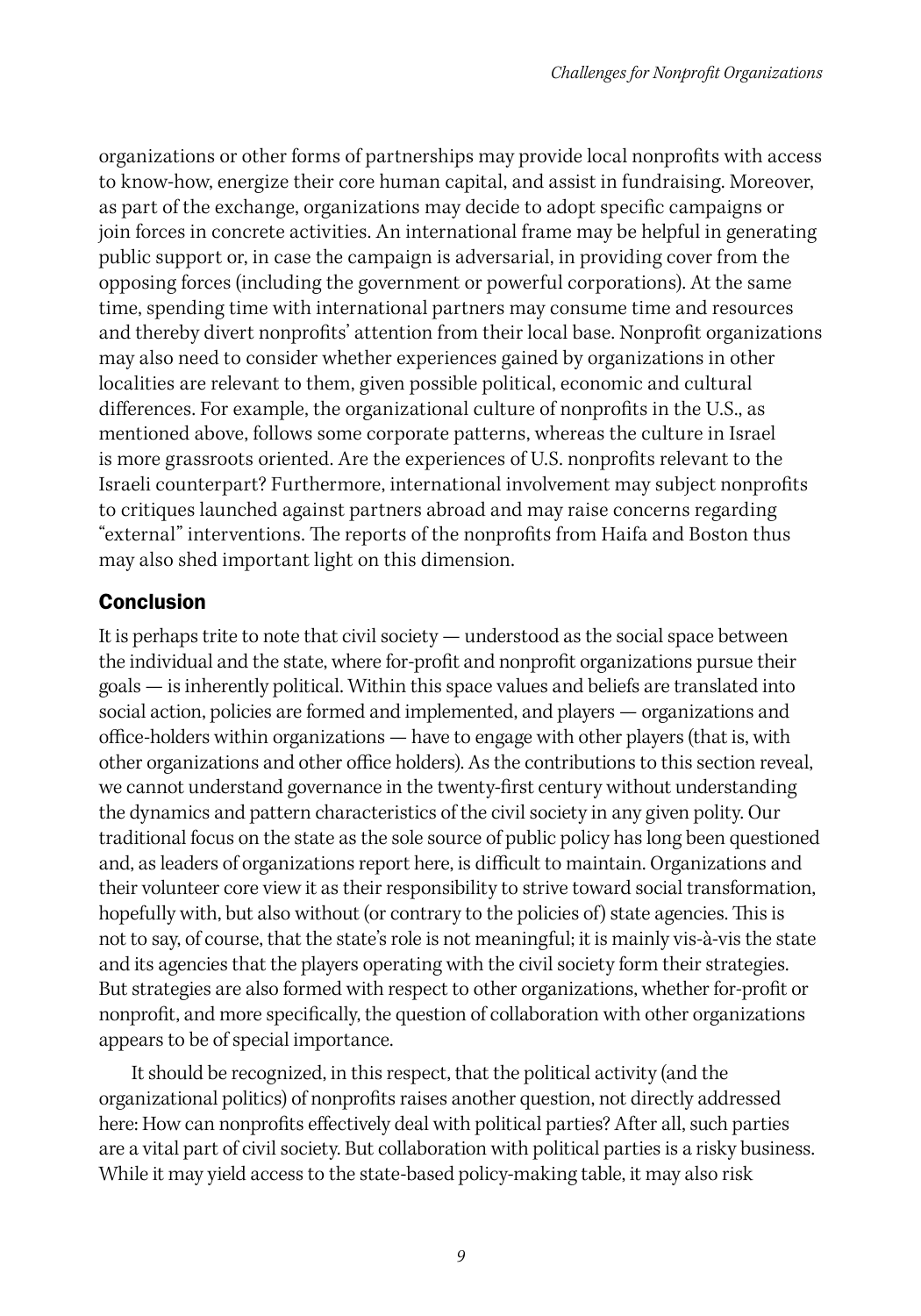organizations or other forms of partnerships may provide local nonprofits with access to know-how, energize their core human capital, and assist in fundraising. Moreover, as part of the exchange, organizations may decide to adopt specific campaigns or join forces in concrete activities. An international frame may be helpful in generating public support or, in case the campaign is adversarial, in providing cover from the opposing forces (including the government or powerful corporations). At the same time, spending time with international partners may consume time and resources and thereby divert nonprofits' attention from their local base. Nonprofit organizations may also need to consider whether experiences gained by organizations in other localities are relevant to them, given possible political, economic and cultural differences. For example, the organizational culture of nonprofits in the U.S., as mentioned above, follows some corporate patterns, whereas the culture in Israel is more grassroots oriented. Are the experiences of U.S. nonprofits relevant to the Israeli counterpart? Furthermore, international involvement may subject nonprofits to critiques launched against partners abroad and may raise concerns regarding "external" interventions. The reports of the nonprofits from Haifa and Boston thus may also shed important light on this dimension.

## Conclusion

It is perhaps trite to note that civil society — understood as the social space between the individual and the state, where for-profit and nonprofit organizations pursue their goals — is inherently political. Within this space values and beliefs are translated into social action, policies are formed and implemented, and players — organizations and office-holders within organizations — have to engage with other players (that is, with other organizations and other office holders). As the contributions to this section reveal, we cannot understand governance in the twenty-first century without understanding the dynamics and pattern characteristics of the civil society in any given polity. Our traditional focus on the state as the sole source of public policy has long been questioned and, as leaders of organizations report here, is difficult to maintain. Organizations and their volunteer core view it as their responsibility to strive toward social transformation, hopefully with, but also without (or contrary to the policies of) state agencies. This is not to say, of course, that the state's role is not meaningful; it is mainly vis-à-vis the state and its agencies that the players operating with the civil society form their strategies. But strategies are also formed with respect to other organizations, whether for-profit or nonprofit, and more specifically, the question of collaboration with other organizations appears to be of special importance.

It should be recognized, in this respect, that the political activity (and the organizational politics) of nonprofits raises another question, not directly addressed here: How can nonprofits effectively deal with political parties? After all, such parties are a vital part of civil society. But collaboration with political parties is a risky business. While it may yield access to the state-based policy-making table, it may also risk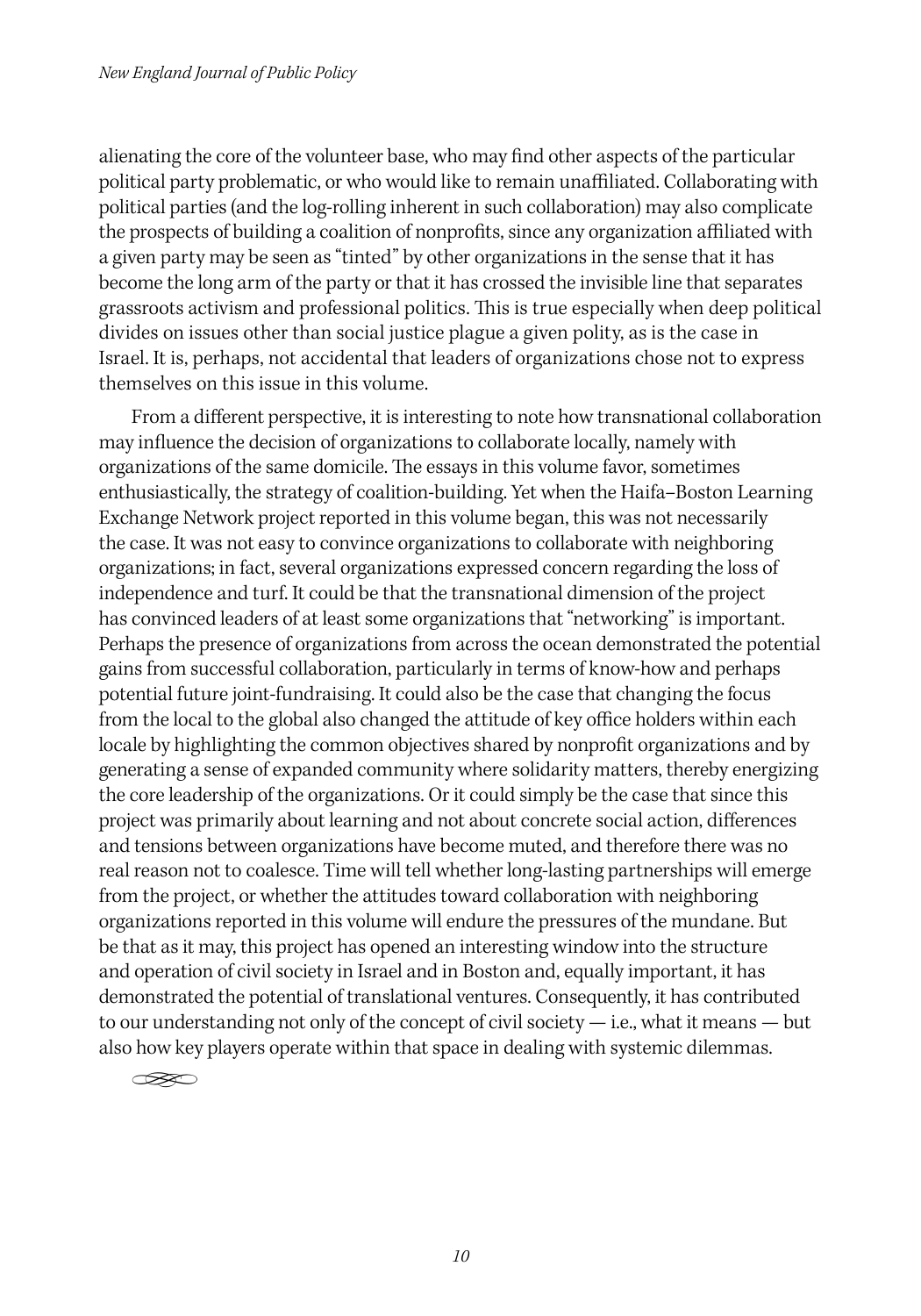alienating the core of the volunteer base, who may find other aspects of the particular political party problematic, or who would like to remain unaffiliated. Collaborating with political parties (and the log-rolling inherent in such collaboration) may also complicate the prospects of building a coalition of nonprofits, since any organization affiliated with a given party may be seen as "tinted" by other organizations in the sense that it has become the long arm of the party or that it has crossed the invisible line that separates grassroots activism and professional politics. This is true especially when deep political divides on issues other than social justice plague a given polity, as is the case in Israel. It is, perhaps, not accidental that leaders of organizations chose not to express themselves on this issue in this volume.

From a different perspective, it is interesting to note how transnational collaboration may influence the decision of organizations to collaborate locally, namely with organizations of the same domicile. The essays in this volume favor, sometimes enthusiastically, the strategy of coalition-building. Yet when the Haifa–Boston Learning Exchange Network project reported in this volume began, this was not necessarily the case. It was not easy to convince organizations to collaborate with neighboring organizations; in fact, several organizations expressed concern regarding the loss of independence and turf. It could be that the transnational dimension of the project has convinced leaders of at least some organizations that "networking" is important. Perhaps the presence of organizations from across the ocean demonstrated the potential gains from successful collaboration, particularly in terms of know-how and perhaps potential future joint-fundraising. It could also be the case that changing the focus from the local to the global also changed the attitude of key office holders within each locale by highlighting the common objectives shared by nonprofit organizations and by generating a sense of expanded community where solidarity matters, thereby energizing the core leadership of the organizations. Or it could simply be the case that since this project was primarily about learning and not about concrete social action, differences and tensions between organizations have become muted, and therefore there was no real reason not to coalesce. Time will tell whether long-lasting partnerships will emerge from the project, or whether the attitudes toward collaboration with neighboring organizations reported in this volume will endure the pressures of the mundane. But be that as it may, this project has opened an interesting window into the structure and operation of civil society in Israel and in Boston and, equally important, it has demonstrated the potential of translational ventures. Consequently, it has contributed to our understanding not only of the concept of civil society — i.e., what it means — but also how key players operate within that space in dealing with systemic dilemmas.